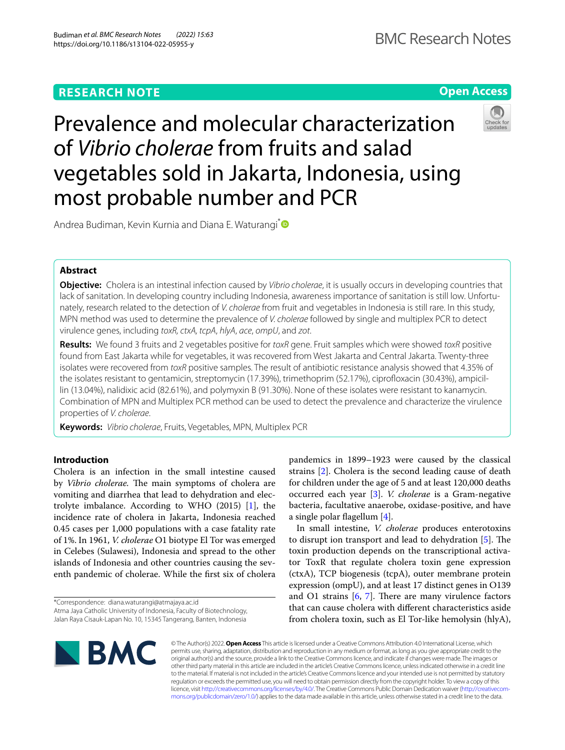RESEARCH NOTE

Open Access

# Prevalence and molecular characterization of *Vibrio cholerae* from fruits and salad vegetables sold in Jakarta, Indonesia, using most probable number and PCR

Andrea Budiman, Kevin Kurnia and Diana E. Waturangi*

## Abstract

**Objective:** Cholera is an intestinal infection caused by *Vibrio cholerae*, it is usually occurs in developing countries that lack of sanitation. In developing country including Indonesia, awareness importance of sanitation is still low. Unfortunately, research related to the detection of *V. cholerae* from fruit and vegetables in Indonesia is still rare. In this study, MPN method was used to determine the prevalence of *V. cholerae* followed by single and multiplex PCR to detect virulence genes, including *toxR*, *ctxA*, *tcpA*, *hlyA*, *ace*, *ompU*, and *zot*.

**Results:** We found 3 fruits and 2 vegetables positive for *toxR* gene. Fruit samples which were showed *toxR* positive found from East Jakarta while for vegetables, it was recovered from West Jakarta and Central Jakarta. Twenty-three isolates were recovered from *toxR* positive samples. The result of antibiotic resistance analysis showed that 4.35% of the isolates resistant to gentamicin, streptomycin (17.39%), trimethoprim (52.17%), ciprofloxacin (30.43%), ampicillin (13.04%), nalidixic acid (82.61%), and polymyxin B (91.30%). None of these isolates were resistant to kanamycin. Combination of MPN and Multiplex PCR method can be used to detect the prevalence and characterize the virulence properties of *V. cholerae*.

**Keywords:** *Vibrio cholerae*, Fruits, Vegetables, MPN, Multiplex PCR

## Introduction

Cholera is an infection in the small intestine caused by *Vibrio cholerae*. The main symptoms of cholera are vomiting and diarrhea that lead to dehydration and electrolyte imbalance. According to WHO (2015) [1], the incidence rate of cholera in Jakarta, Indonesia reached 0.45 cases per 1,000 populations with a case fatality rate of 1%. In 1961, *V. cholerae* O1 biotype El Tor was emerged in Celebes (Sulawesi), Indonesia and spread to the other islands of Indonesia and other countries causing the seventh pandemic of cholerae. While the first six of cholera pandemics in 1899–1923 were caused by the classical strains [2]. Cholera is the second leading cause of death for children under the age of 5 and at least 120,000 deaths occurred each year [3]. *V. cholerae* is a Gram-negative bacteria, facultative anaerobe, oxidase-positive, and have a single polar flagellum [4].

In small intestine, *V. cholerae* produces enterotoxins to disrupt ion transport and lead to dehydration [5]. The toxin production depends on the transcriptional activator ToxR that regulate cholera toxin gene expression (ctxA), TCP biogenesis (tcpA), outer membrane protein expression (ompU), and at least 17 distinct genes in O139 and O1 strains [6, 7]. There are many virulence factors that can cause cholera with different characteristics aside from cholera toxin, such as El Tor-like hemolysin (hlyA),

*Correspondence: diana.waturangi@atmajaya.ac.id
Atma Jaya Catholic University of Indonesia, Faculty of Biotechnology, Jalan Raya Cisauk-Lapan No. 10, 15345 Tangerang, Banten, Indonesia

© The Author(s) 2022. **Open Access** This article is licensed under a Creative Commons Attribution 4.0 International License, which permits use, sharing, adaptation, distribution and reproduction in any medium or format, as long as you give appropriate credit to the original author(s) and the source, provide a link to the Creative Commons licence, and indicate if changes were made. The images or other third party material in this article are included in the article's Creative Commons licence, unless indicated otherwise in a credit line to the material. If material is not included in the article's Creative Commons licence and your intended use is not permitted by statutory regulation or exceeds the permitted use, you will need to obtain permission directly from the copyright holder. To view a copy of this licence, visit http://creativecommons.org/licenses/by/4.0/. The Creative Commons Public Domain Dedication waiver (http://creativecommons.org/publicdomain/zero/1.0/) applies to the data made available in this article, unless otherwise stated in a credit line to the data.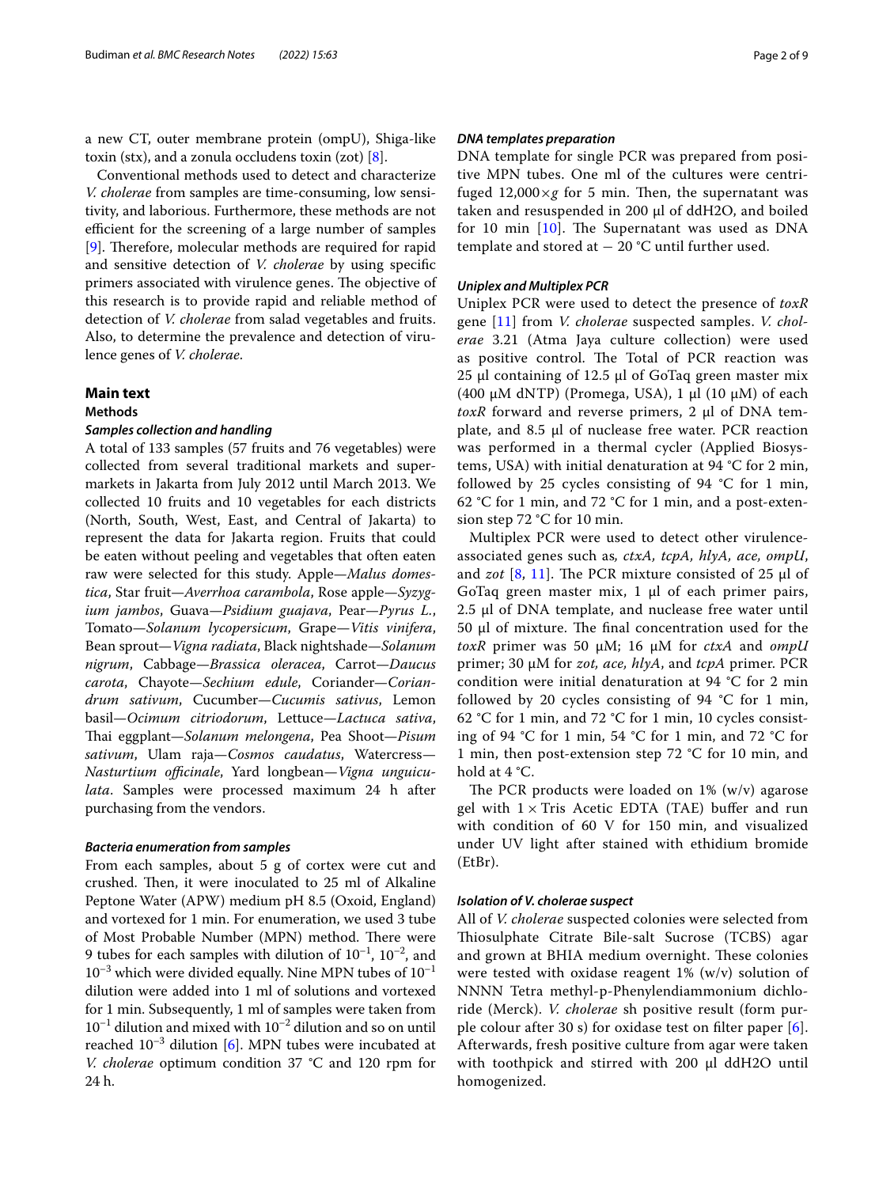a new CT, outer membrane protein (ompU), Shiga-like toxin (stx), and a zonula occludens toxin (zot) [8].

Conventional methods used to detect and characterize *V. cholerae* from samples are time-consuming, low sensitivity, and laborious. Furthermore, these methods are not efficient for the screening of a large number of samples [9]. Therefore, molecular methods are required for rapid and sensitive detection of *V. cholerae* by using specific primers associated with virulence genes. The objective of this research is to provide rapid and reliable method of detection of *V. cholerae* from salad vegetables and fruits. Also, to determine the prevalence and detection of virulence genes of *V. cholerae*.

## Main text

### Methods

#### *Samples collection and handling*

A total of 133 samples (57 fruits and 76 vegetables) were collected from several traditional markets and supermarkets in Jakarta from July 2012 until March 2013. We collected 10 fruits and 10 vegetables for each districts (North, South, West, East, and Central of Jakarta) to represent the data for Jakarta region. Fruits that could be eaten without peeling and vegetables that often eaten raw were selected for this study. Apple—*Malus domestica*, Star fruit—*Averrhoa carambola*, Rose apple—*Syzygium jambos*, Guava—*Psidium guajava*, Pear—*Pyrus L.*, Tomato—*Solanum lycopersicum*, Grape—*Vitis vinifera*, Bean sprout—*Vigna radiata*, Black nightshade—*Solanum nigrum*, Cabbage—*Brassica oleracea*, Carrot—*Daucus carota*, Chayote—*Sechium edule*, Coriander—*Coriandrum sativum*, Cucumber—*Cucumis sativus*, Lemon basil—*Ocimum citriodorum*, Lettuce—*Lactuca sativa*, Thai eggplant—*Solanum melongena*, Pea Shoot—*Pisum sativum*, Ulam raja—*Cosmos caudatus*, Watercress—*Nasturtium officinale*, Yard longbean—*Vigna unguiculata*. Samples were processed maximum 24 h after purchasing from the vendors.

#### *Bacteria enumeration from samples*

From each samples, about 5 g of cortex were cut and crushed. Then, it were inoculated to 25 ml of Alkaline Peptone Water (APW) medium pH 8.5 (Oxoid, England) and vortexed for 1 min. For enumeration, we used 3 tube of Most Probable Number (MPN) method. There were 9 tubes for each samples with dilution of $10^{-1}$, $10^{-2}$, and $10^{-3}$ which were divided equally. Nine MPN tubes of $10^{-1}$ dilution were added into 1 ml of solutions and vortexed for 1 min. Subsequently, 1 ml of samples were taken from $10^{-1}$ dilution and mixed with $10^{-2}$ dilution and so on until reached $10^{-3}$ dilution [6]. MPN tubes were incubated at *V. cholerae* optimum condition 37 °C and 120 rpm for 24 h.

#### *DNA templates preparation*

DNA template for single PCR was prepared from positive MPN tubes. One ml of the cultures were centrifuged 12,000×*g* for 5 min. Then, the supernatant was taken and resuspended in 200 µl of ddH2O, and boiled for 10 min [10]. The Supernatant was used as DNA template and stored at − 20 °C until further used.

#### *Uniplex and Multiplex PCR*

Uniplex PCR were used to detect the presence of *toxR* gene [11] from *V. cholerae* suspected samples. *V. cholerae* 3.21 (Atma Jaya culture collection) were used as positive control. The Total of PCR reaction was 25 µl containing of 12.5 µl of GoTaq green master mix (400 µM dNTP) (Promega, USA), 1 µl (10 µM) of each *toxR* forward and reverse primers, 2 µl of DNA template, and 8.5 µl of nuclease free water. PCR reaction was performed in a thermal cycler (Applied Biosystems, USA) with initial denaturation at 94 °C for 2 min, followed by 25 cycles consisting of 94 °C for 1 min, 62 °C for 1 min, and 72 °C for 1 min, and a post-extension step 72 °C for 10 min.

Multiplex PCR were used to detect other virulence-associated genes such as, *ctxA, tcpA, hlyA, ace, ompU*, and *zot* [8, 11]. The PCR mixture consisted of 25 µl of GoTaq green master mix, 1 µl of each primer pairs, 2.5 µl of DNA template, and nuclease free water until 50 µl of mixture. The final concentration used for the *toxR* primer was 50 µM; 16 µM for *ctxA* and *ompU* primer; 30 µM for *zot, ace, hlyA*, and *tcpA* primer. PCR condition were initial denaturation at 94 °C for 2 min followed by 20 cycles consisting of 94 °C for 1 min, 62 °C for 1 min, and 72 °C for 1 min, 10 cycles consisting of 94 °C for 1 min, 54 °C for 1 min, and 72 °C for 1 min, then post-extension step 72 °C for 10 min, and hold at 4 °C.

The PCR products were loaded on 1% (w/v) agarose gel with 1× Tris Acetic EDTA (TAE) buffer and run with condition of 60 V for 150 min, and visualized under UV light after stained with ethidium bromide (EtBr).

#### *Isolation of V. cholerae suspect*

All of *V. cholerae* suspected colonies were selected from Thiosulphate Citrate Bile-salt Sucrose (TCBS) agar and grown at BHIA medium overnight. These colonies were tested with oxidase reagent 1% (w/v) solution of NNNN Tetra methyl-p-Phenylendiammonium dichloride (Merck). *V. cholerae* sh positive result (form purple colour after 30 s) for oxidase test on filter paper [6]. Afterwards, fresh positive culture from agar were taken with toothpick and stirred with 200 µl ddH2O until homogenized.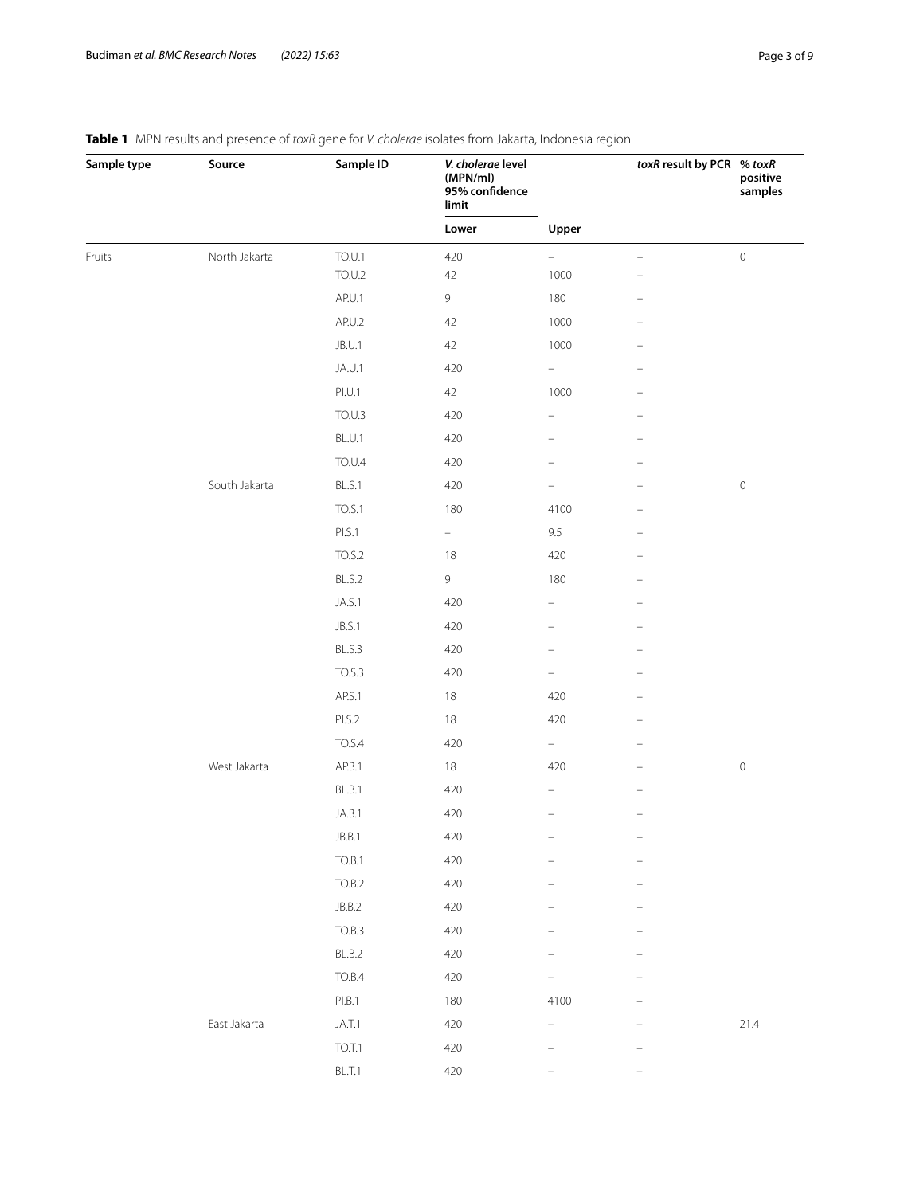**Table 1** MPN results and presence of *toxR* gene for *V. cholerae* isolates from Jakarta, Indonesia region

| Sample type | Source | Sample ID | *V. cholerae* level (MPN/ml) 95% confidence limit | | *toxR* result by PCR | % *toxR* positive samples |
|---|---|---|---|---|---|---|
| | | | Lower | Upper | | |
| Fruits | North Jakarta | TO.U.1 | 420 | – | – | 0 |
| | | TO.U.2 | 42 | 1000 | – | |
| | | AP.U.1 | 9 | 180 | – | |
| | | AP.U.2 | 42 | 1000 | – | |
| | | JB.U.1 | 42 | 1000 | – | |
| | | JA.U.1 | 420 | – | – | |
| | | PI.U.1 | 42 | 1000 | – | |
| | | TO.U.3 | 420 | – | – | |
| | | BL.U.1 | 420 | – | – | |
| | | TO.U.4 | 420 | – | – | |
| | South Jakarta | BL.S.1 | 420 | – | – | 0 |
| | | TO.S.1 | 180 | 4100 | – | |
| | | PI.S.1 | – | 9.5 | – | |
| | | TO.S.2 | 18 | 420 | – | |
| | | BL.S.2 | 9 | 180 | – | |
| | | JA.S.1 | 420 | – | – | |
| | | JB.S.1 | 420 | – | – | |
| | | BL.S.3 | 420 | – | – | |
| | | TO.S.3 | 420 | – | – | |
| | | AP.S.1 | 18 | 420 | – | |
| | | PI.S.2 | 18 | 420 | – | |
| | | TO.S.4 | 420 | – | – | |
| | West Jakarta | AP.B.1 | 18 | 420 | – | 0 |
| | | BL.B.1 | 420 | – | – | |
| | | JA.B.1 | 420 | – | – | |
| | | JB.B.1 | 420 | – | – | |
| | | TO.B.1 | 420 | – | – | |
| | | TO.B.2 | 420 | – | – | |
| | | JB.B.2 | 420 | – | – | |
| | | TO.B.3 | 420 | – | – | |
| | | BL.B.2 | 420 | – | – | |
| | | TO.B.4 | 420 | – | – | |
| | | PI.B.1 | 180 | 4100 | – | |
| | East Jakarta | JA.T.1 | 420 | – | – | 21.4 |
| | | TO.T.1 | 420 | – | – | |
| | | BL.T.1 | 420 | – | – | |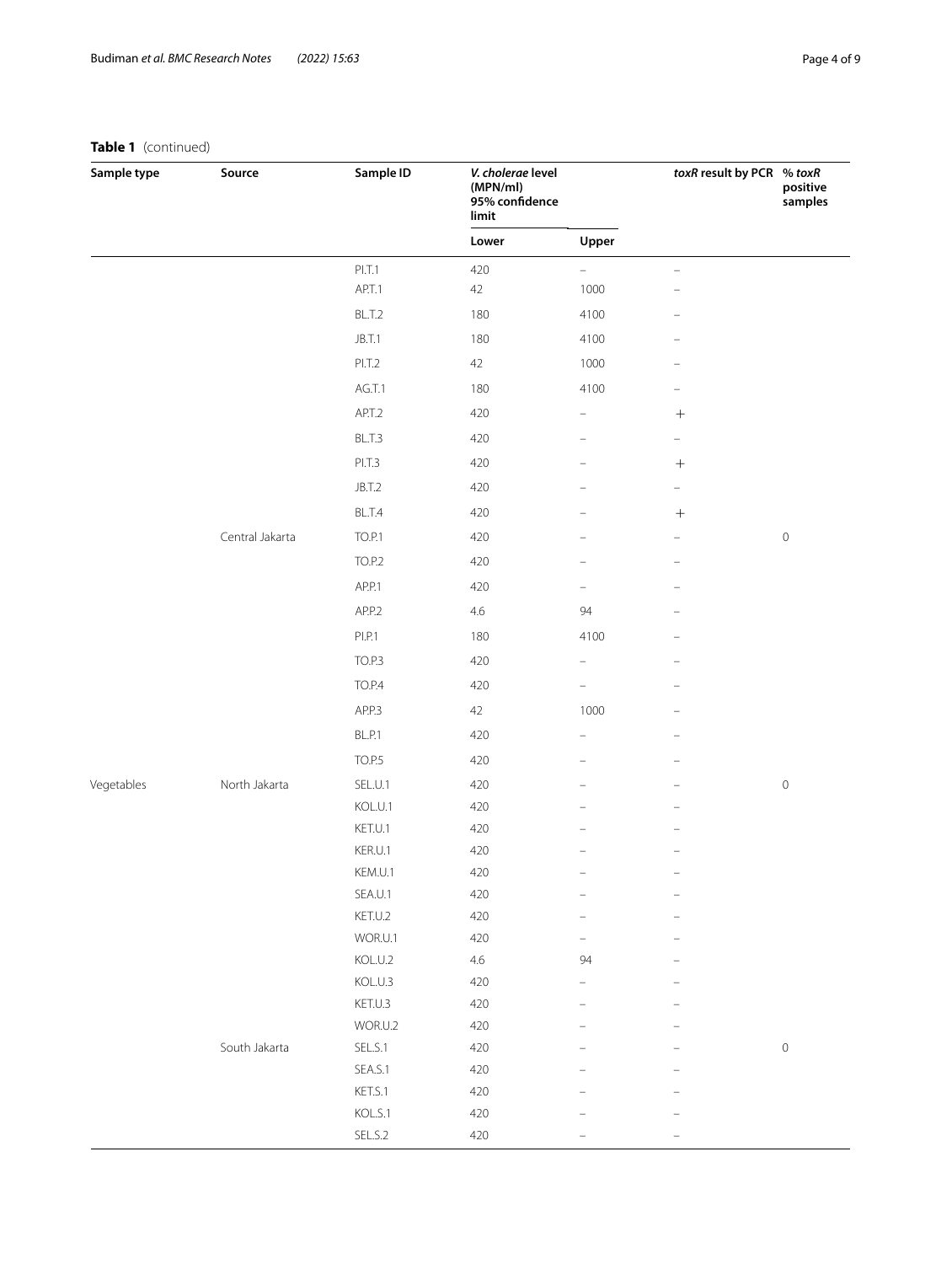**Table 1** (continued)

| Sample type | Source | Sample ID | *V. cholerae* level (MPN/ml) 95% confidence limit | | *toxR* result by PCR | % *toxR* positive samples |
|---|---|---|---|---|---|---|
| | | | Lower | Upper | | |
| | | PI.T.1 | 420 | – | – | |
| | | AP.T.1 | 42 | 1000 | – | |
| | | BL.T.2 | 180 | 4100 | – | |
| | | JB.T.1 | 180 | 4100 | – | |
| | | PI.T.2 | 42 | 1000 | – | |
| | | AG.T.1 | 180 | 4100 | – | |
| | | AP.T.2 | 420 | – | + | |
| | | BL.T.3 | 420 | – | – | |
| | | PI.T.3 | 420 | – | + | |
| | | JB.T.2 | 420 | – | – | |
| | | BL.T.4 | 420 | – | + | |
| | Central Jakarta | TO.P.1 | 420 | – | – | 0 |
| | | TO.P.2 | 420 | – | – | |
| | | AP.P.1 | 420 | – | – | |
| | | AP.P.2 | 4.6 | 94 | – | |
| | | PI.P.1 | 180 | 4100 | – | |
| | | TO.P.3 | 420 | – | – | |
| | | TO.P.4 | 420 | – | – | |
| | | AP.P.3 | 42 | 1000 | – | |
| | | BL.P.1 | 420 | – | – | |
| | | TO.P.5 | 420 | – | – | |
| Vegetables | North Jakarta | SEL.U.1 | 420 | – | – | 0 |
| | | KOL.U.1 | 420 | – | – | |
| | | KET.U.1 | 420 | – | – | |
| | | KER.U.1 | 420 | – | – | |
| | | KEM.U.1 | 420 | – | – | |
| | | SEA.U.1 | 420 | – | – | |
| | | KET.U.2 | 420 | – | – | |
| | | WOR.U.1 | 420 | – | – | |
| | | KOL.U.2 | 4.6 | 94 | – | |
| | | KOL.U.3 | 420 | – | – | |
| | | KET.U.3 | 420 | – | – | |
| | | WOR.U.2 | 420 | – | – | |
| | South Jakarta | SEL.S.1 | 420 | – | – | 0 |
| | | SEA.S.1 | 420 | – | – | |
| | | KET.S.1 | 420 | – | – | |
| | | KOL.S.1 | 420 | – | – | |
| | | SEL.S.2 | 420 | – | – | |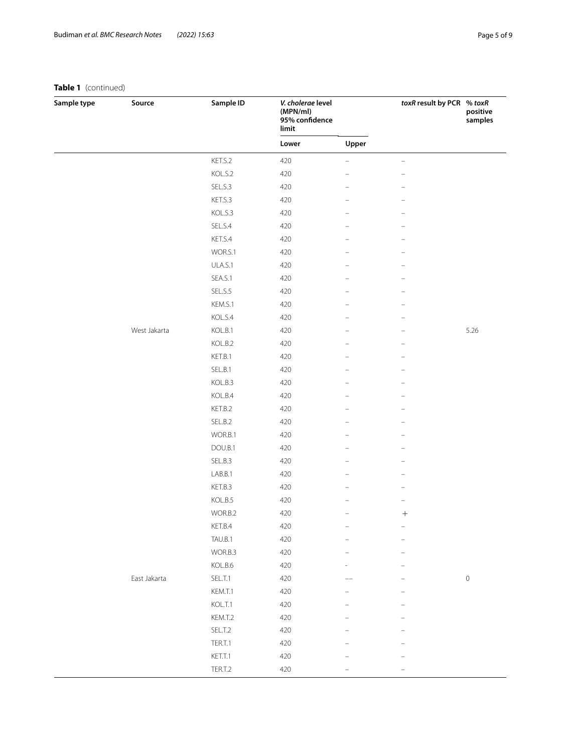**Table 1** (continued)

| Sample type | Source | Sample ID | *V. cholerae* level (MPN/ml) 95% confidence limit | | *toxR* result by PCR | % *toxR* positive samples |
|---|---|---|---|---|---|---|
| | | | Lower | Upper | | |
| | | KET.S.2 | 420 | – | – | |
| | | KOL.S.2 | 420 | – | – | |
| | | SEL.S.3 | 420 | – | – | |
| | | KET.S.3 | 420 | – | – | |
| | | KOL.S.3 | 420 | – | – | |
| | | SEL.S.4 | 420 | – | – | |
| | | KET.S.4 | 420 | – | – | |
| | | WOR.S.1 | 420 | – | – | |
| | | ULA.S.1 | 420 | – | – | |
| | | SEA.S.1 | 420 | – | – | |
| | | SEL.S.5 | 420 | – | – | |
| | | KEM.S.1 | 420 | – | – | |
| | | KOL.S.4 | 420 | – | – | |
| | West Jakarta | KOL.B.1 | 420 | – | – | 5.26 |
| | | KOL.B.2 | 420 | – | – | |
| | | KET.B.1 | 420 | – | – | |
| | | SEL.B.1 | 420 | – | – | |
| | | KOL.B.3 | 420 | – | – | |
| | | KOL.B.4 | 420 | – | – | |
| | | KET.B.2 | 420 | – | – | |
| | | SEL.B.2 | 420 | – | – | |
| | | WOR.B.1 | 420 | – | – | |
| | | DOU.B.1 | 420 | – | – | |
| | | SEL.B.3 | 420 | – | – | |
| | | LAB.B.1 | 420 | – | – | |
| | | KET.B.3 | 420 | – | – | |
| | | KOL.B.5 | 420 | – | – | |
| | | WOR.B.2 | 420 | – | + | |
| | | KET.B.4 | 420 | – | – | |
| | | TAU.B.1 | 420 | – | – | |
| | | WOR.B.3 | 420 | – | – | |
| | | KOL.B.6 | 420 | - | – | |
| | East Jakarta | SEL.T.1 | 420 | –– | – | 0 |
| | | KEM.T.1 | 420 | – | – | |
| | | KOL.T.1 | 420 | – | – | |
| | | KEM.T.2 | 420 | – | – | |
| | | SEL.T.2 | 420 | – | – | |
| | | TER.T.1 | 420 | – | – | |
| | | KET.T.1 | 420 | – | – | |
| | | TER.T.2 | 420 | – | – | |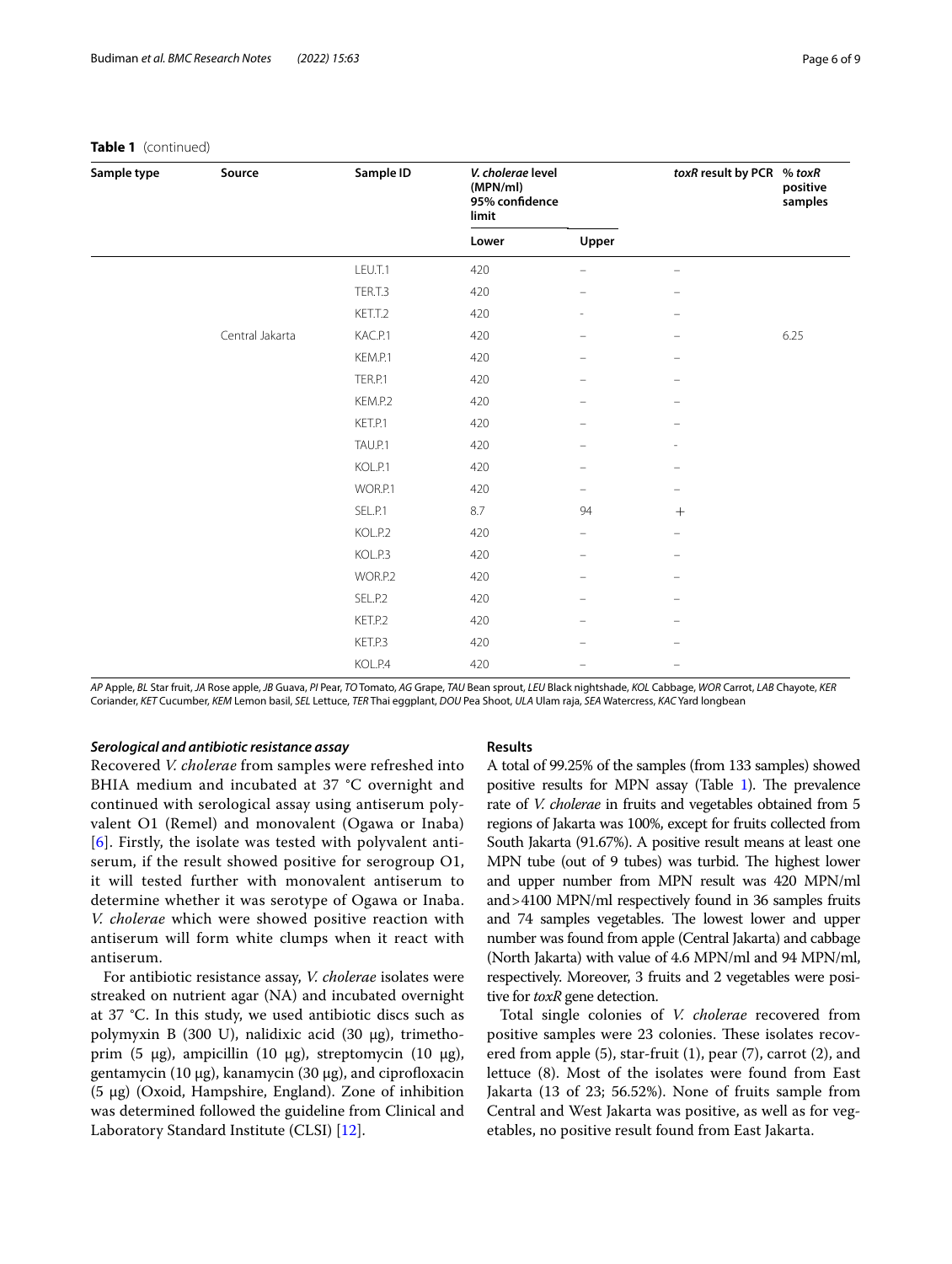**Table 1** (continued)

| Sample type | Source | Sample ID | *V. cholerae* level (MPN/ml) 95% confidence limit | | *toxR* result by PCR | % *toxR* positive samples |
|---|---|---|---|---|---|---|
| | | | Lower | Upper | | |
| | | LEU.T.1 | 420 | – | – | |
| | | TER.T.3 | 420 | – | – | |
| | | KET.T.2 | 420 | - | – | |
| | Central Jakarta | KAC.P.1 | 420 | – | – | 6.25 |
| | | KEM.P.1 | 420 | – | – | |
| | | TER.P.1 | 420 | – | – | |
| | | KEM.P.2 | 420 | – | – | |
| | | KET.P.1 | 420 | – | – | |
| | | TAU.P.1 | 420 | – | - | |
| | | KOL.P.1 | 420 | – | – | |
| | | WOR.P.1 | 420 | – | – | |
| | | SEL.P.1 | 8.7 | 94 | + | |
| | | KOL.P.2 | 420 | – | – | |
| | | KOL.P.3 | 420 | – | – | |
| | | WOR.P.2 | 420 | – | – | |
| | | SEL.P.2 | 420 | – | – | |
| | | KET.P.2 | 420 | – | – | |
| | | KET.P.3 | 420 | – | – | |
| | | KOL.P.4 | 420 | – | – | |

*AP* Apple, *BL* Star fruit, *JA* Rose apple, *JB* Guava, *PI* Pear, *TO* Tomato, *AG* Grape, *TAU* Bean sprout, *LEU* Black nightshade, *KOL* Cabbage, *WOR* Carrot, *LAB* Chayote, *KER* Coriander, *KET* Cucumber, *KEM* Lemon basil, *SEL* Lettuce, *TER* Thai eggplant, *DOU* Pea Shoot, *ULA* Ulam raja, *SEA* Watercress, *KAC* Yard longbean

### *Serological and antibiotic resistance assay*

Recovered *V. cholerae* from samples were refreshed into BHIA medium and incubated at 37 °C overnight and continued with serological assay using antiserum polyvalent O1 (Remel) and monovalent (Ogawa or Inaba) [6]. Firstly, the isolate was tested with polyvalent antiserum, if the result showed positive for serogroup O1, it will tested further with monovalent antiserum to determine whether it was serotype of Ogawa or Inaba. *V. cholerae* which were showed positive reaction with antiserum will form white clumps when it react with antiserum.

For antibiotic resistance assay, *V. cholerae* isolates were streaked on nutrient agar (NA) and incubated overnight at 37 °C. In this study, we used antibiotic discs such as polymyxin B (300 U), nalidixic acid (30 μg), trimethoprim (5 μg), ampicillin (10 μg), streptomycin (10 μg), gentamycin (10 μg), kanamycin (30 μg), and ciprofloxacin (5 μg) (Oxoid, Hampshire, England). Zone of inhibition was determined followed the guideline from Clinical and Laboratory Standard Institute (CLSI) [12].

## Results

A total of 99.25% of the samples (from 133 samples) showed positive results for MPN assay (Table 1). The prevalence rate of *V. cholerae* in fruits and vegetables obtained from 5 regions of Jakarta was 100%, except for fruits collected from South Jakarta (91.67%). A positive result means at least one MPN tube (out of 9 tubes) was turbid. The highest lower and upper number from MPN result was 420 MPN/ml and >4100 MPN/ml respectively found in 36 samples fruits and 74 samples vegetables. The lowest lower and upper number was found from apple (Central Jakarta) and cabbage (North Jakarta) with value of 4.6 MPN/ml and 94 MPN/ml, respectively. Moreover, 3 fruits and 2 vegetables were positive for *toxR* gene detection.

Total single colonies of *V. cholerae* recovered from positive samples were 23 colonies. These isolates recovered from apple (5), star-fruit (1), pear (7), carrot (2), and lettuce (8). Most of the isolates were found from East Jakarta (13 of 23; 56.52%). None of fruits sample from Central and West Jakarta was positive, as well as for vegetables, no positive result found from East Jakarta.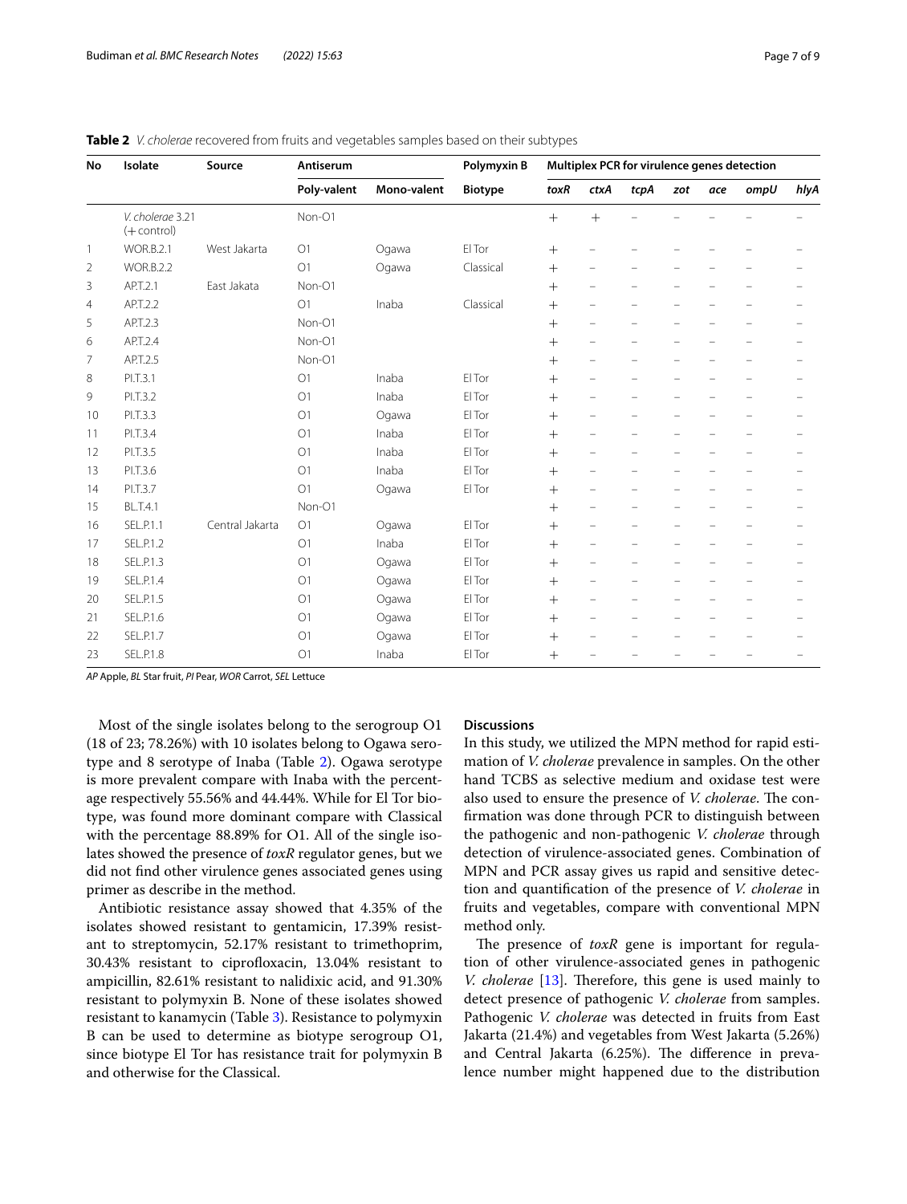**Table 2** *V. cholerae* recovered from fruits and vegetables samples based on their subtypes

| No | Isolate | Source | Antiserum | | Polymyxin B | Multiplex PCR for virulence genes detection | | | | | | |
|---|---|---|---|---|---|---|---|---|---|---|---|---|
| | | | Poly-valent | Mono-valent | Biotype | *toxR* | *ctxA* | *tcpA* | *zot* | *ace* | *ompU* | *hlyA* |
| | *V. cholerae* 3.21 (+control) | | Non-O1 | | | + | + | – | – | – | – | – |
| 1 | WOR.B.2.1 | West Jakarta | O1 | Ogawa | El Tor | + | – | – | – | – | – | – |
| 2 | WOR.B.2.2 | | O1 | Ogawa | Classical | + | – | – | – | – | – | – |
| 3 | AP.T.2.1 | East Jakata | Non-O1 | | | + | – | – | – | – | – | – |
| 4 | AP.T.2.2 | | O1 | Inaba | Classical | + | – | – | – | – | – | – |
| 5 | AP.T.2.3 | | Non-O1 | | | + | – | – | – | – | – | – |
| 6 | AP.T.2.4 | | Non-O1 | | | + | – | – | – | – | – | – |
| 7 | AP.T.2.5 | | Non-O1 | | | + | – | – | – | – | – | – |
| 8 | PI.T.3.1 | | O1 | Inaba | El Tor | + | – | – | – | – | – | – |
| 9 | PI.T.3.2 | | O1 | Inaba | El Tor | + | – | – | – | – | – | – |
| 10 | PI.T.3.3 | | O1 | Ogawa | El Tor | + | – | – | – | – | – | – |
| 11 | PI.T.3.4 | | O1 | Inaba | El Tor | + | – | – | – | – | – | – |
| 12 | PI.T.3.5 | | O1 | Inaba | El Tor | + | – | – | – | – | – | – |
| 13 | PI.T.3.6 | | O1 | Inaba | El Tor | + | – | – | – | – | – | – |
| 14 | PI.T.3.7 | | O1 | Ogawa | El Tor | + | – | – | – | – | – | – |
| 15 | BL.T.4.1 | | Non-O1 | | | + | – | – | – | – | – | – |
| 16 | SEL.P.1.1 | Central Jakarta | O1 | Ogawa | El Tor | + | – | – | – | – | – | – |
| 17 | SEL.P.1.2 | | O1 | Inaba | El Tor | + | – | – | – | – | – | – |
| 18 | SEL.P.1.3 | | O1 | Ogawa | El Tor | + | – | – | – | – | – | – |
| 19 | SEL.P.1.4 | | O1 | Ogawa | El Tor | + | – | – | – | – | – | – |
| 20 | SEL.P.1.5 | | O1 | Ogawa | El Tor | + | – | – | – | – | – | – |
| 21 | SEL.P.1.6 | | O1 | Ogawa | El Tor | + | – | – | – | – | – | – |
| 22 | SEL.P.1.7 | | O1 | Ogawa | El Tor | + | – | – | – | – | – | – |
| 23 | SEL.P.1.8 | | O1 | Inaba | El Tor | + | – | – | – | – | – | – |

*AP* Apple, *BL* Star fruit, *PI* Pear, *WOR* Carrot, *SEL* Lettuce

Most of the single isolates belong to the serogroup O1 (18 of 23; 78.26%) with 10 isolates belong to Ogawa serotype and 8 serotype of Inaba (Table 2). Ogawa serotype is more prevalent compare with Inaba with the percentage respectively 55.56% and 44.44%. While for El Tor biotype, was found more dominant compare with Classical with the percentage 88.89% for O1. All of the single isolates showed the presence of *toxR* regulator genes, but we did not find other virulence genes associated genes using primer as describe in the method.

Antibiotic resistance assay showed that 4.35% of the isolates showed resistant to gentamicin, 17.39% resistant to streptomycin, 52.17% resistant to trimethoprim, 30.43% resistant to ciprofloxacin, 13.04% resistant to ampicillin, 82.61% resistant to nalidixic acid, and 91.30% resistant to polymyxin B. None of these isolates showed resistant to kanamycin (Table 3). Resistance to polymyxin B can be used to determine as biotype serogroup O1, since biotype El Tor has resistance trait for polymyxin B and otherwise for the Classical.

## Discussions

In this study, we utilized the MPN method for rapid estimation of *V. cholerae* prevalence in samples. On the other hand TCBS as selective medium and oxidase test were also used to ensure the presence of *V. cholerae*. The confirmation was done through PCR to distinguish between the pathogenic and non-pathogenic *V. cholerae* through detection of virulence-associated genes. Combination of MPN and PCR assay gives us rapid and sensitive detection and quantification of the presence of *V. cholerae* in fruits and vegetables, compare with conventional MPN method only.

The presence of *toxR* gene is important for regulation of other virulence-associated genes in pathogenic *V. cholerae* [13]. Therefore, this gene is used mainly to detect presence of pathogenic *V. cholerae* from samples. Pathogenic *V. cholerae* was detected in fruits from East Jakarta (21.4%) and vegetables from West Jakarta (5.26%) and Central Jakarta (6.25%). The difference in prevalence number might happened due to the distribution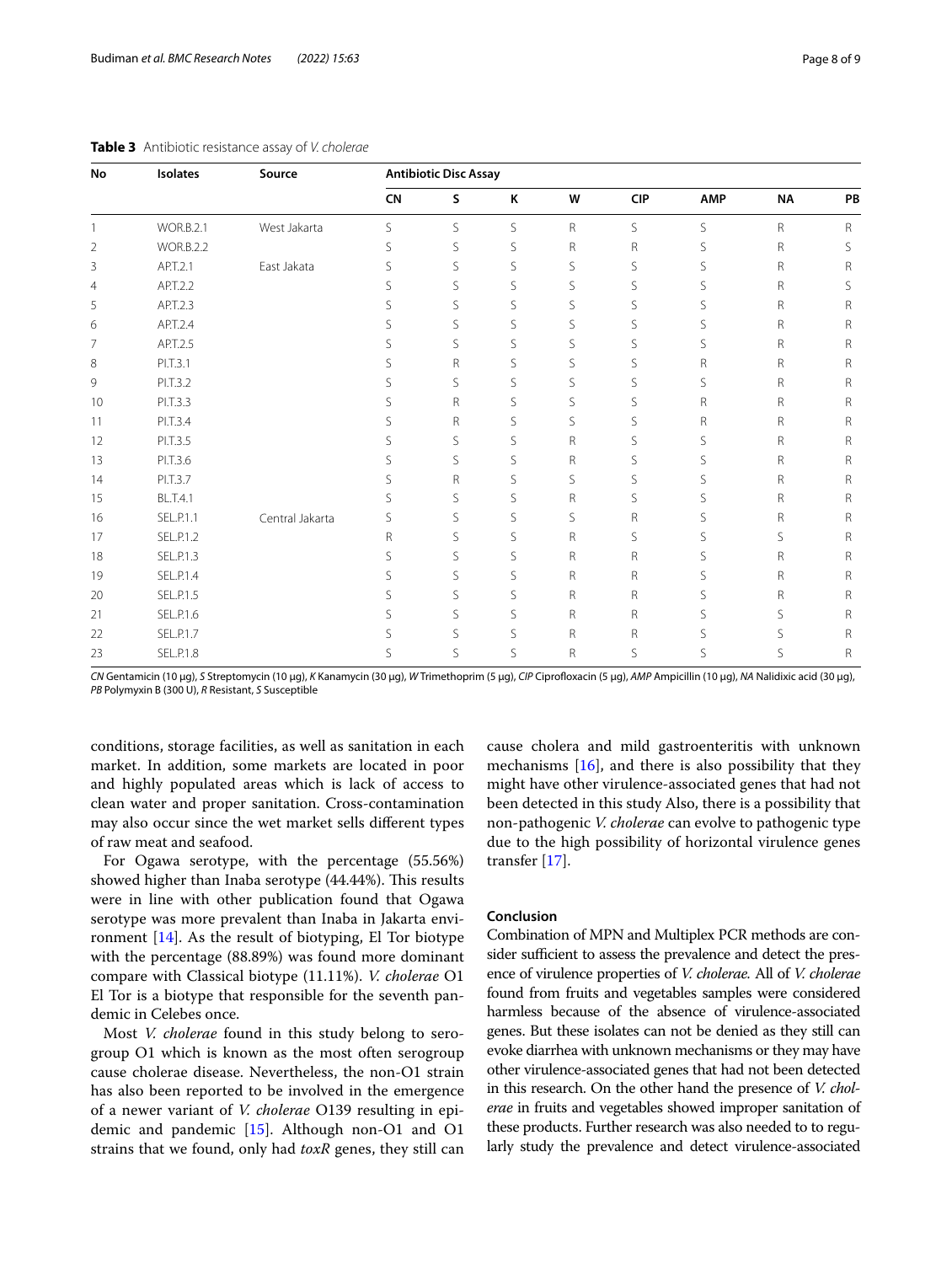**Table 3** Antibiotic resistance assay of *V. cholerae*

| No | Isolates | Source | Antibiotic Disc Assay | | | | | | | |
|---|---|---|---|---|---|---|---|---|---|---|
| | | | CN | S | K | W | CIP | AMP | NA | PB |
| 1 | WOR.B.2.1 | West Jakarta | S | S | S | R | S | S | R | R |
| 2 | WOR.B.2.2 | | S | S | S | R | R | S | R | S |
| 3 | AP.T.2.1 | East Jakata | S | S | S | S | S | S | R | R |
| 4 | AP.T.2.2 | | S | S | S | S | S | S | R | S |
| 5 | AP.T.2.3 | | S | S | S | S | S | S | R | R |
| 6 | AP.T.2.4 | | S | S | S | S | S | S | R | R |
| 7 | AP.T.2.5 | | S | S | S | S | S | S | R | R |
| 8 | PI.T.3.1 | | S | R | S | S | S | R | R | R |
| 9 | PI.T.3.2 | | S | S | S | S | S | S | R | R |
| 10 | PI.T.3.3 | | S | R | S | S | S | R | R | R |
| 11 | PI.T.3.4 | | S | R | S | S | S | R | R | R |
| 12 | PI.T.3.5 | | S | S | S | R | S | S | R | R |
| 13 | PI.T.3.6 | | S | S | S | R | S | S | R | R |
| 14 | PI.T.3.7 | | S | R | S | S | S | S | R | R |
| 15 | BL.T.4.1 | | S | S | S | R | S | S | R | R |
| 16 | SEL.P.1.1 | Central Jakarta | S | S | S | S | R | S | R | R |
| 17 | SEL.P.1.2 | | R | S | S | R | S | S | S | R |
| 18 | SEL.P.1.3 | | S | S | S | R | R | S | R | R |
| 19 | SEL.P.1.4 | | S | S | S | R | R | S | R | R |
| 20 | SEL.P.1.5 | | S | S | S | R | R | S | R | R |
| 21 | SEL.P.1.6 | | S | S | S | R | R | S | S | R |
| 22 | SEL.P.1.7 | | S | S | S | R | R | S | S | R |
| 23 | SEL.P.1.8 | | S | S | S | R | S | S | S | R |

*CN* Gentamicin (10 μg), *S* Streptomycin (10 μg), *K* Kanamycin (30 μg), *W* Trimethoprim (5 μg), *CIP* Ciprofloxacin (5 μg), *AMP* Ampicillin (10 μg), *NA* Nalidixic acid (30 μg), *PB* Polymyxin B (300 U), *R* Resistant, *S* Susceptible

conditions, storage facilities, as well as sanitation in each market. In addition, some markets are located in poor and highly populated areas which is lack of access to clean water and proper sanitation. Cross-contamination may also occur since the wet market sells different types of raw meat and seafood.

For Ogawa serotype, with the percentage (55.56%) showed higher than Inaba serotype (44.44%). This results were in line with other publication found that Ogawa serotype was more prevalent than Inaba in Jakarta environment [14]. As the result of biotyping, El Tor biotype with the percentage (88.89%) was found more dominant compare with Classical biotype (11.11%). *V. cholerae* O1 El Tor is a biotype that responsible for the seventh pandemic in Celebes once.

Most *V. cholerae* found in this study belong to serogroup O1 which is known as the most often serogroup cause cholerae disease. Nevertheless, the non-O1 strain has also been reported to be involved in the emergence of a newer variant of *V. cholerae* O139 resulting in epidemic and pandemic [15]. Although non-O1 and O1 strains that we found, only had *toxR* genes, they still can cause cholera and mild gastroenteritis with unknown mechanisms [16], and there is also possibility that they might have other virulence-associated genes that had not been detected in this study Also, there is a possibility that non-pathogenic *V. cholerae* can evolve to pathogenic type due to the high possibility of horizontal virulence genes transfer [17].

## Conclusion

Combination of MPN and Multiplex PCR methods are consider sufficient to assess the prevalence and detect the presence of virulence properties of *V. cholerae.* All of *V. cholerae* found from fruits and vegetables samples were considered harmless because of the absence of virulence-associated genes. But these isolates can not be denied as they still can evoke diarrhea with unknown mechanisms or they may have other virulence-associated genes that had not been detected in this research. On the other hand the presence of *V. cholerae* in fruits and vegetables showed improper sanitation of these products. Further research was also needed to to regularly study the prevalence and detect virulence-associated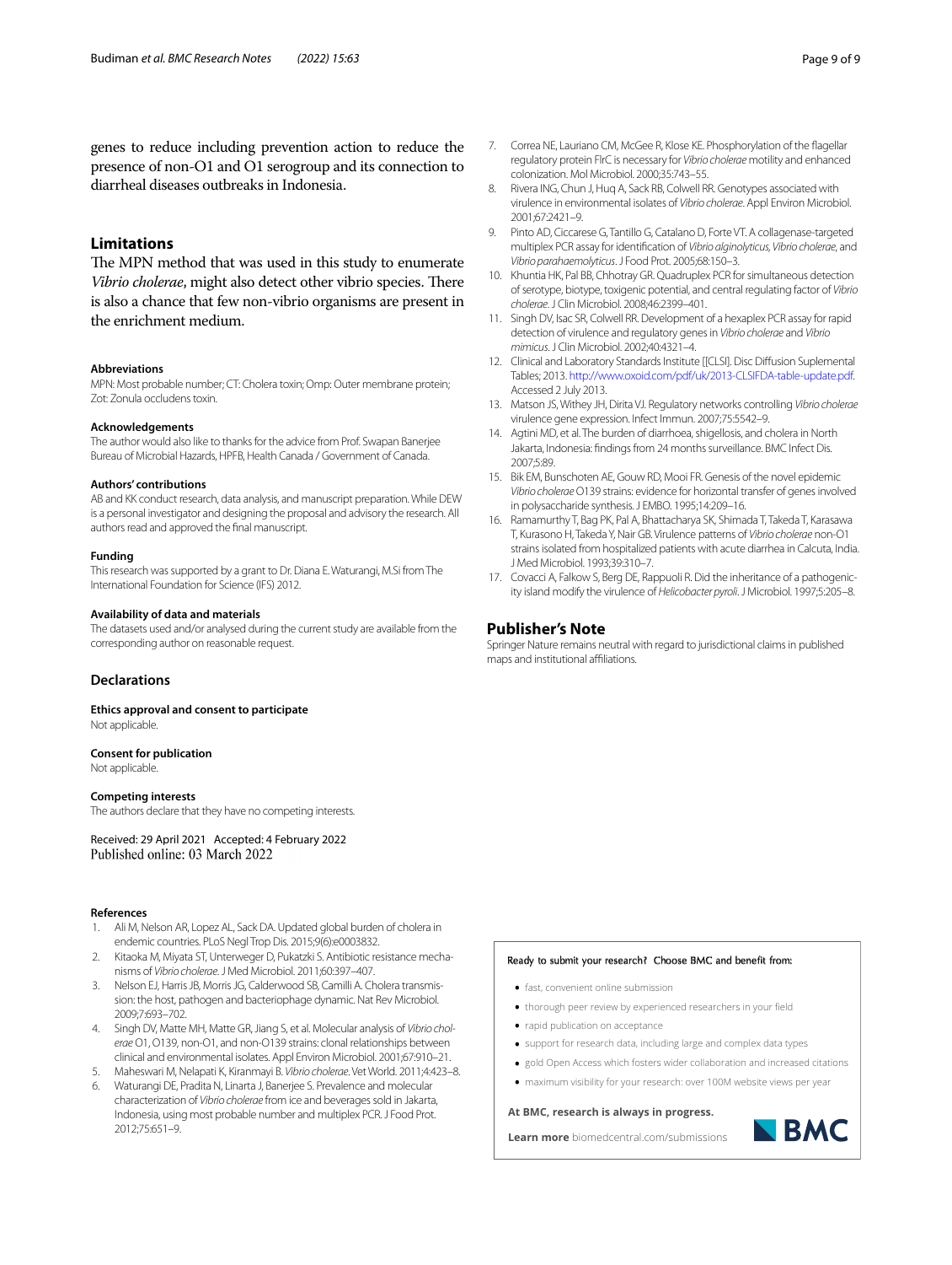genes to reduce including prevention action to reduce the presence of non-O1 and O1 serogroup and its connection to diarrheal diseases outbreaks in Indonesia.

## Limitations

The MPN method that was used in this study to enumerate *Vibrio cholerae*, might also detect other vibrio species. There is also a chance that few non-vibrio organisms are present in the enrichment medium.

#### Abbreviations

MPN: Most probable number; CT: Cholera toxin; Omp: Outer membrane protein; Zot: Zonula occludens toxin.

#### Acknowledgements

The author would also like to thanks for the advice from Prof. Swapan Banerjee Bureau of Microbial Hazards, HPFB, Health Canada / Government of Canada.

#### Authors' contributions

AB and KK conduct research, data analysis, and manuscript preparation. While DEW is a personal investigator and designing the proposal and advisory the research. All authors read and approved the final manuscript.

#### Funding

This research was supported by a grant to Dr. Diana E. Waturangi, M.Si from The International Foundation for Science (IFS) 2012.

#### Availability of data and materials

The datasets used and/or analysed during the current study are available from the corresponding author on reasonable request.

### Declarations

#### Ethics approval and consent to participate

Not applicable.

#### Consent for publication

Not applicable.

#### Competing interests

The authors declare that they have no competing interests.

Received: 29 April 2021 Accepted: 4 February 2022
Published online: 03 March 2022

#### References

1. Ali M, Nelson AR, Lopez AL, Sack DA. Updated global burden of cholera in endemic countries. PLoS Negl Trop Dis. 2015;9(6):e0003832.
2. Kitaoka M, Miyata ST, Unterweger D, Pukatzki S. Antibiotic resistance mechanisms of *Vibrio cholerae*. J Med Microbiol. 2011;60:397–407.
3. Nelson EJ, Harris JB, Morris JG, Calderwood SB, Camilli A. Cholera transmission: the host, pathogen and bacteriophage dynamic. Nat Rev Microbiol. 2009;7:693–702.
4. Singh DV, Matte MH, Matte GR, Jiang S, et al. Molecular analysis of *Vibrio cholerae* O1, O139, non-O1, and non-O139 strains: clonal relationships between clinical and environmental isolates. Appl Environ Microbiol. 2001;67:910–21.
5. Maheswari M, Nelapati K, Kiranmayi B. *Vibrio cholerae*. Vet World. 2011;4:423–8.
6. Waturangi DE, Pradita N, Linarta J, Banerjee S. Prevalence and molecular characterization of *Vibrio cholerae* from ice and beverages sold in Jakarta, Indonesia, using most probable number and multiplex PCR. J Food Prot. 2012;75:651–9.
7. Correa NE, Lauriano CM, McGee R, Klose KE. Phosphorylation of the flagellar regulatory protein FlrC is necessary for *Vibrio cholerae* motility and enhanced colonization. Mol Microbiol. 2000;35:743–55.
8. Rivera ING, Chun J, Huq A, Sack RB, Colwell RR. Genotypes associated with virulence in environmental isolates of *Vibrio cholerae*. Appl Environ Microbiol. 2001;67:2421–9.
9. Pinto AD, Ciccarese G, Tantillo G, Catalano D, Forte VT. A collagenase-targeted multiplex PCR assay for identification of *Vibrio alginolyticus*, *Vibrio cholerae*, and *Vibrio parahaemolyticus*. J Food Prot. 2005;68:150–3.
10. Khuntia HK, Pal BB, Chhotray GR. Quadruplex PCR for simultaneous detection of serotype, biotype, toxigenic potential, and central regulating factor of *Vibrio cholerae*. J Clin Microbiol. 2008;46:2399–401.
11. Singh DV, Isac SR, Colwell RR. Development of a hexaplex PCR assay for rapid detection of virulence and regulatory genes in *Vibrio cholerae* and *Vibrio mimicus*. J Clin Microbiol. 2002;40:4321–4.
12. Clinical and Laboratory Standards Institute [[CLSI]. Disc Diffusion Suplemental Tables; 2013. http://www.oxoid.com/pdf/uk/2013-CLSIFDA-table-update.pdf. Accessed 2 July 2013.
13. Matson JS, Withey JH, Dirita VJ. Regulatory networks controlling *Vibrio cholerae* virulence gene expression. Infect Immun. 2007;75:5542–9.
14. Agtini MD, et al. The burden of diarrhoea, shigellosis, and cholera in North Jakarta, Indonesia: findings from 24 months surveillance. BMC Infect Dis. 2007;5:89.
15. Bik EM, Bunschoten AE, Gouw RD, Mooi FR. Genesis of the novel epidemic *Vibrio cholerae* O139 strains: evidence for horizontal transfer of genes involved in polysaccharide synthesis. J EMBO. 1995;14:209–16.
16. Ramamurthy T, Bag PK, Pal A, Bhattacharya SK, Shimada T, Takeda T, Karasawa T, Kurasono H, Takeda Y, Nair GB. Virulence patterns of *Vibrio cholerae* non-O1 strains isolated from hospitalized patients with acute diarrhea in Calcuta, India. J Med Microbiol. 1993;39:310–7.
17. Covacci A, Falkow S, Berg DE, Rappuoli R. Did the inheritance of a pathogenicity island modify the virulence of *Helicobacter pyroli*. J Microbiol. 1997;5:205–8.

## Publisher's Note

Springer Nature remains neutral with regard to jurisdictional claims in published maps and institutional affiliations.

Ready to submit your research? Choose BMC and benefit from:

- fast, convenient online submission
- thorough peer review by experienced researchers in your field
- rapid publication on acceptance
- support for research data, including large and complex data types
- gold Open Access which fosters wider collaboration and increased citations
- maximum visibility for your research: over 100M website views per year

**At BMC, research is always in progress.**

**Learn more** biomedcentral.com/submissions

BMC